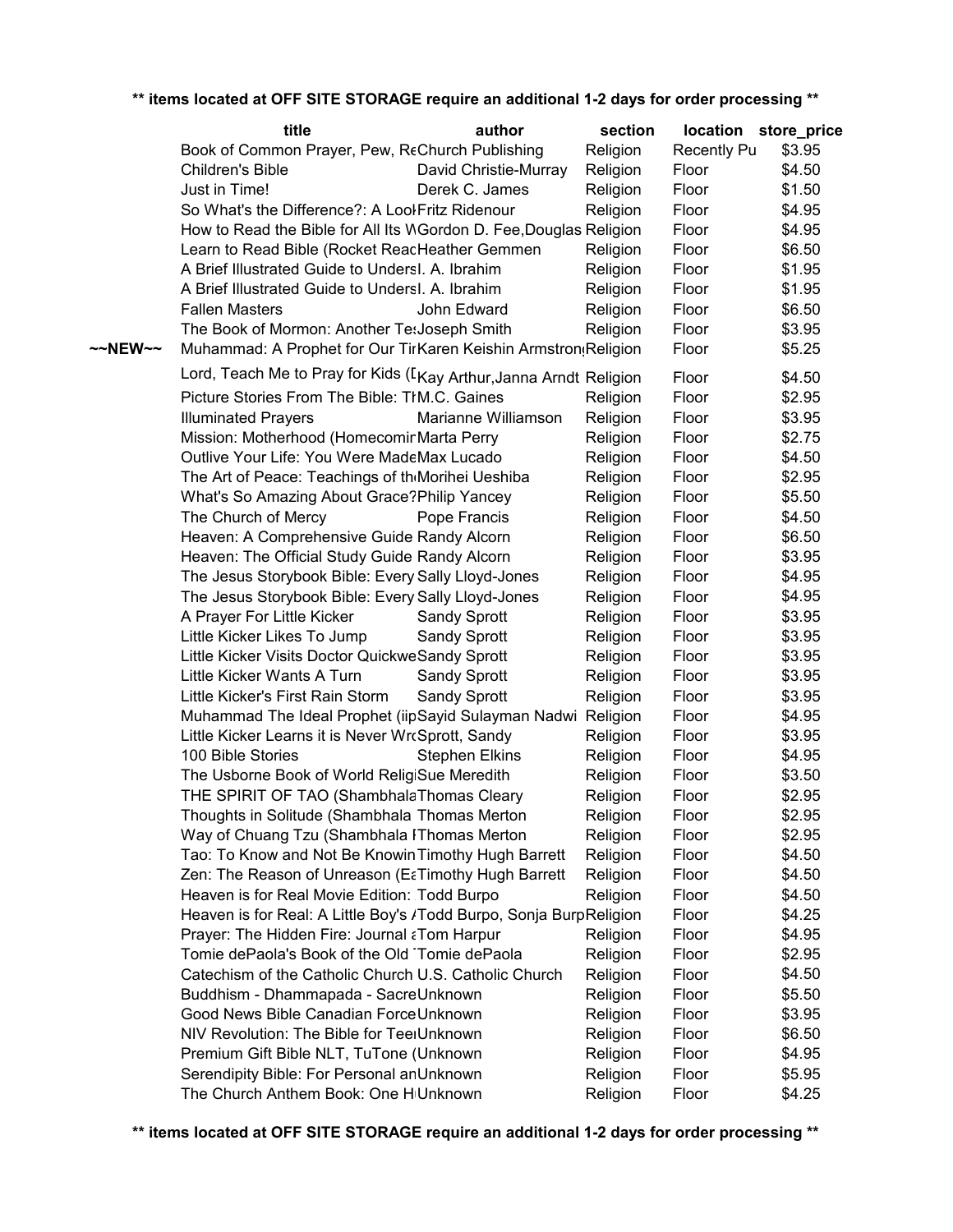**\*\* items located at OFF SITE STORAGE require an additional 1-2 days for order processing \*\***

| | title | author | section | location | store_price |
|---|---|---|---|---|---|
| | Book of Common Prayer, Pew, Re | Church Publishing | Religion | Recently Pu | $3.95 |
| | Children's Bible | David Christie-Murray | Religion | Floor | $4.50 |
| | Just in Time! | Derek C. James | Religion | Floor | $1.50 |
| | So What's the Difference?: A Look | Fritz Ridenour | Religion | Floor | $4.95 |
| | How to Read the Bible for All Its W | Gordon D. Fee,Douglas | Religion | Floor | $4.95 |
| | Learn to Read Bible (Rocket Read | Heather Gemmen | Religion | Floor | $6.50 |
| | A Brief Illustrated Guide to Unders | I. A. Ibrahim | Religion | Floor | $1.95 |
| | A Brief Illustrated Guide to Unders | I. A. Ibrahim | Religion | Floor | $1.95 |
| | Fallen Masters | John Edward | Religion | Floor | $6.50 |
| | The Book of Mormon: Another Tes | Joseph Smith | Religion | Floor | $3.95 |
| ~~NEW~~ | Muhammad: A Prophet for Our Tir | Karen Keishin Armstrong | Religion | Floor | $5.25 |
| | Lord, Teach Me to Pray for Kids (I | Kay Arthur,Janna Arndt | Religion | Floor | $4.50 |
| | Picture Stories From The Bible: Th | M.C. Gaines | Religion | Floor | $2.95 |
| | Illuminated Prayers | Marianne Williamson | Religion | Floor | $3.95 |
| | Mission: Motherhood (Homecomir | Marta Perry | Religion | Floor | $2.75 |
| | Outlive Your Life: You Were Made | Max Lucado | Religion | Floor | $4.50 |
| | The Art of Peace: Teachings of th | Morihei Ueshiba | Religion | Floor | $2.95 |
| | What's So Amazing About Grace? | Philip Yancey | Religion | Floor | $5.50 |
| | The Church of Mercy | Pope Francis | Religion | Floor | $4.50 |
| | Heaven: A Comprehensive Guide | Randy Alcorn | Religion | Floor | $6.50 |
| | Heaven: The Official Study Guide | Randy Alcorn | Religion | Floor | $3.95 |
| | The Jesus Storybook Bible: Every | Sally Lloyd-Jones | Religion | Floor | $4.95 |
| | The Jesus Storybook Bible: Every | Sally Lloyd-Jones | Religion | Floor | $4.95 |
| | A Prayer For Little Kicker | Sandy Sprott | Religion | Floor | $3.95 |
| | Little Kicker Likes To Jump | Sandy Sprott | Religion | Floor | $3.95 |
| | Little Kicker Visits Doctor Quickwe | Sandy Sprott | Religion | Floor | $3.95 |
| | Little Kicker Wants A Turn | Sandy Sprott | Religion | Floor | $3.95 |
| | Little Kicker's First Rain Storm | Sandy Sprott | Religion | Floor | $3.95 |
| | Muhammad The Ideal Prophet (iip | Sayid Sulayman Nadwi | Religion | Floor | $4.95 |
| | Little Kicker Learns it is Never Wr | Sprott, Sandy | Religion | Floor | $3.95 |
| | 100 Bible Stories | Stephen Elkins | Religion | Floor | $4.95 |
| | The Usborne Book of World Religi | Sue Meredith | Religion | Floor | $3.50 |
| | THE SPIRIT OF TAO (Shambhala | Thomas Cleary | Religion | Floor | $2.95 |
| | Thoughts in Solitude (Shambhala | Thomas Merton | Religion | Floor | $2.95 |
| | Way of Chuang Tzu (Shambhala I | Thomas Merton | Religion | Floor | $2.95 |
| | Tao: To Know and Not Be Knowin | Timothy Hugh Barrett | Religion | Floor | $4.50 |
| | Zen: The Reason of Unreason (Ea | Timothy Hugh Barrett | Religion | Floor | $4.50 |
| | Heaven is for Real Movie Edition: | Todd Burpo | Religion | Floor | $4.50 |
| | Heaven is for Real: A Little Boy's A | Todd Burpo, Sonja Burp | Religion | Floor | $4.25 |
| | Prayer: The Hidden Fire: Journal a | Tom Harpur | Religion | Floor | $4.95 |
| | Tomie dePaola's Book of the Old T | Tomie dePaola | Religion | Floor | $2.95 |
| | Catechism of the Catholic Church | U.S. Catholic Church | Religion | Floor | $4.50 |
| | Buddhism - Dhammapada - Sacre | Unknown | Religion | Floor | $5.50 |
| | Good News Bible Canadian Force | Unknown | Religion | Floor | $3.95 |
| | NIV Revolution: The Bible for Teen | Unknown | Religion | Floor | $6.50 |
| | Premium Gift Bible NLT, TuTone ( | Unknown | Religion | Floor | $4.95 |
| | Serendipity Bible: For Personal an | Unknown | Religion | Floor | $5.95 |
| | The Church Anthem Book: One H | Unknown | Religion | Floor | $4.25 |

**\*\* items located at OFF SITE STORAGE require an additional 1-2 days for order processing \*\***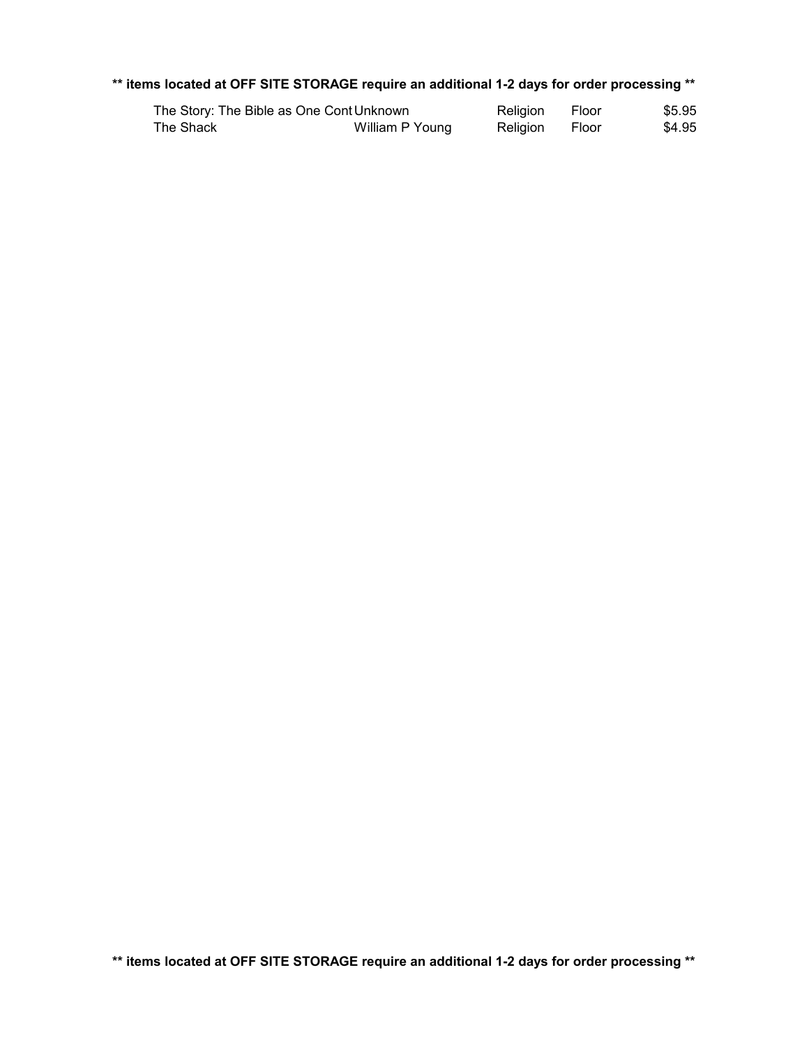| | | | | |
|---|---|---|---|---|
| The Story: The Bible as One Cont | Unknown | Religion | Floor | $5.95 |
| The Shack | William P Young | Religion | Floor | $4.95 |